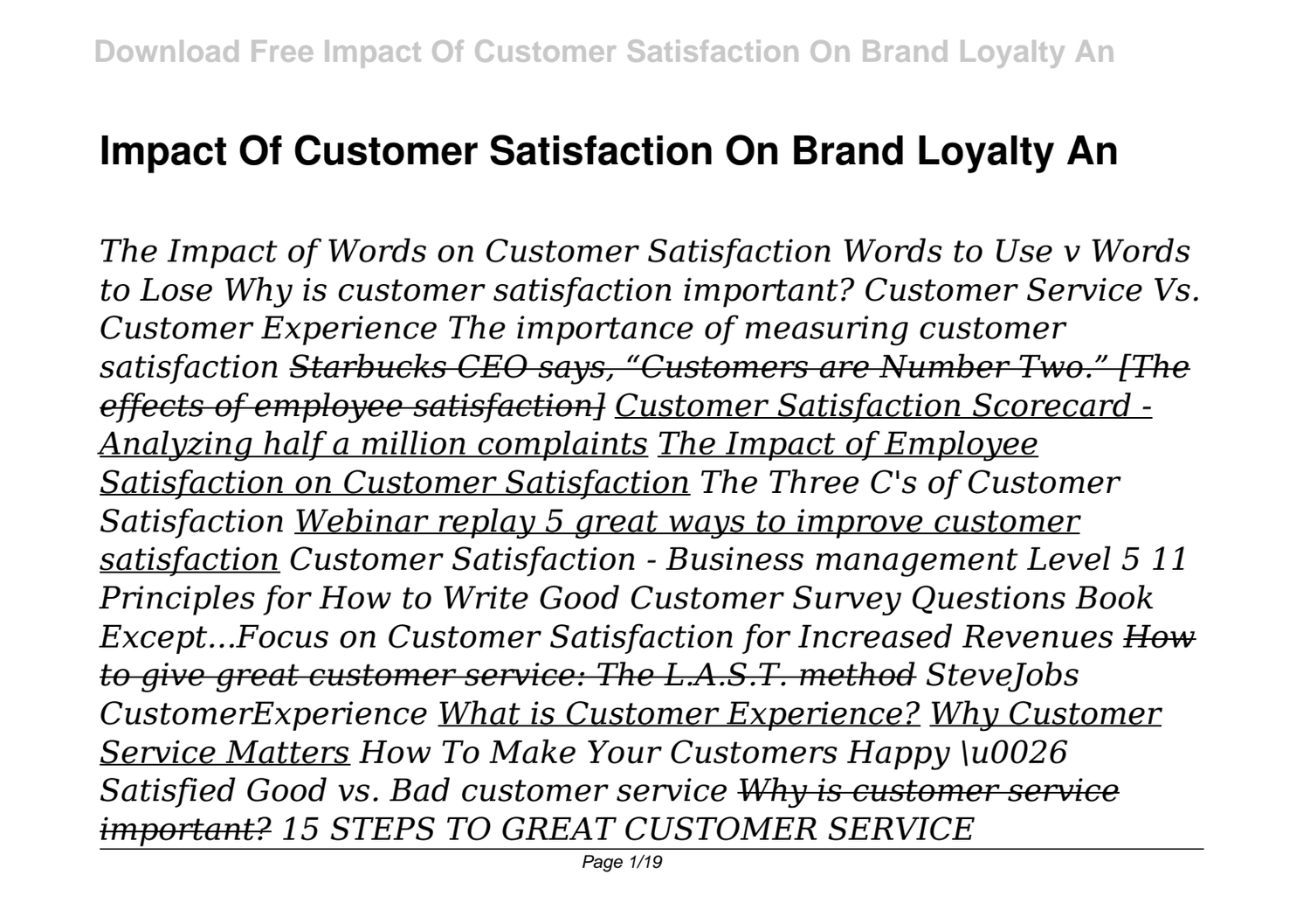# Impact Of Customer Satisfaction On Brand Loyalty An

*The Impact of Words on Customer Satisfaction Words to Use v Words to Lose Why is customer satisfaction important? Customer Service Vs. Customer Experience The importance of measuring customer satisfaction ~~Starbucks CEO says, "Customers are Number Two." [The effects of employee satisfaction]~~ Customer Satisfaction Scorecard - Analyzing half a million complaints The Impact of Employee Satisfaction on Customer Satisfaction The Three C's of Customer Satisfaction Webinar replay 5 great ways to improve customer satisfaction Customer Satisfaction - Business management Level 5 11 Principles for How to Write Good Customer Survey Questions Book Except...Focus on Customer Satisfaction for Increased Revenues ~~How to give great customer service: The L.A.S.T. method~~ SteveJobs CustomerExperience What is Customer Experience? Why Customer Service Matters How To Make Your Customers Happy \u0026 Satisfied Good vs. Bad customer service ~~Why is customer service important?~~ 15 STEPS TO GREAT CUSTOMER SERVICE*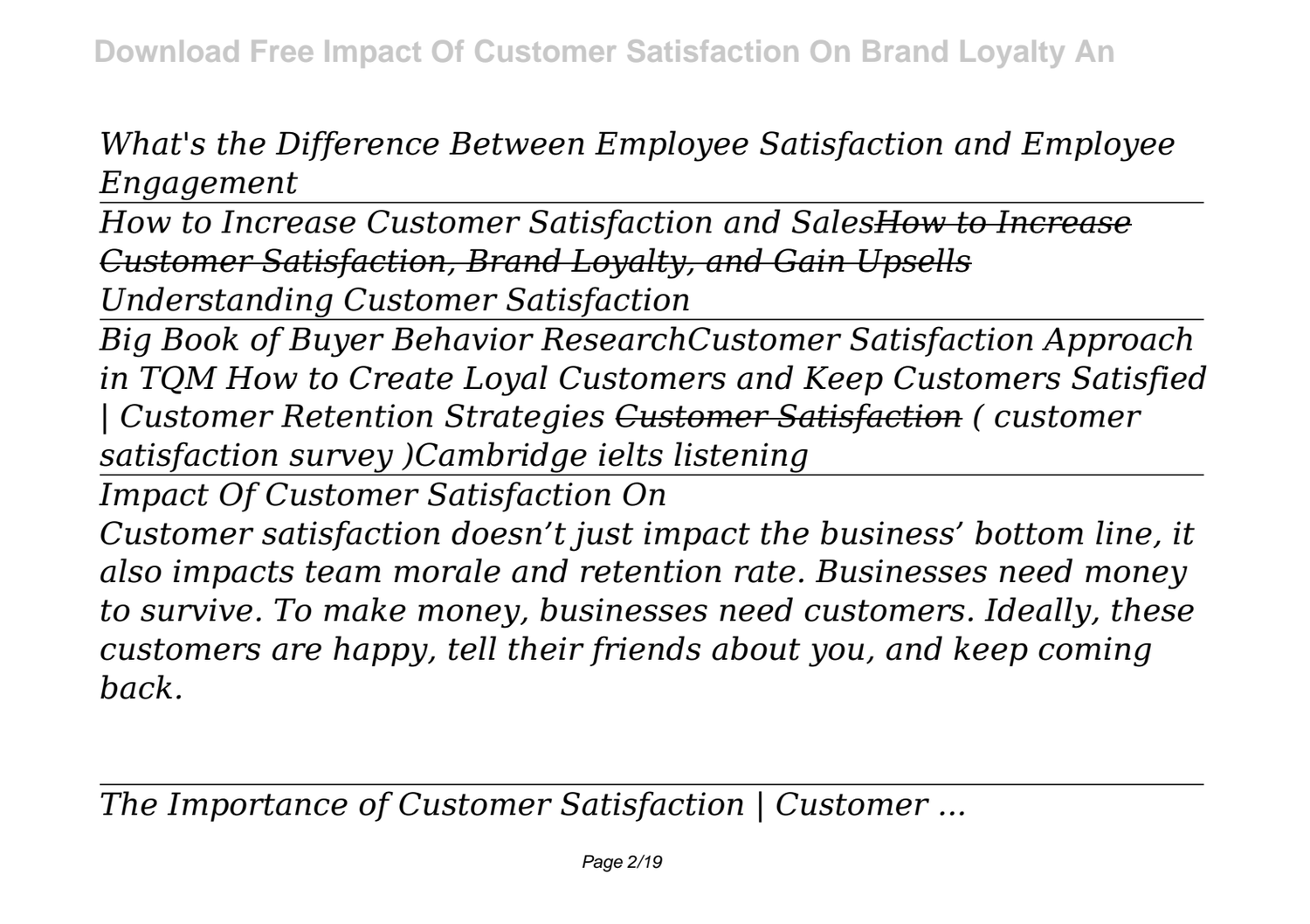*What's the Difference Between Employee Satisfaction and Employee Engagement*

---

*How to Increase Customer Satisfaction and Sales~~How to Increase Customer Satisfaction, Brand Loyalty, and Gain Upsells~~*

*Understanding Customer Satisfaction*

---

*Big Book of Buyer Behavior ResearchCustomer Satisfaction Approach in TQM How to Create Loyal Customers and Keep Customers Satisfied | Customer Retention Strategies ~~Customer Satisfaction~~ ( customer satisfaction survey )Cambridge ielts listening*

---

*Impact Of Customer Satisfaction On*

*Customer satisfaction doesn't just impact the business' bottom line, it also impacts team morale and retention rate. Businesses need money to survive. To make money, businesses need customers. Ideally, these customers are happy, tell their friends about you, and keep coming back.*

---

*The Importance of Customer Satisfaction | Customer ...*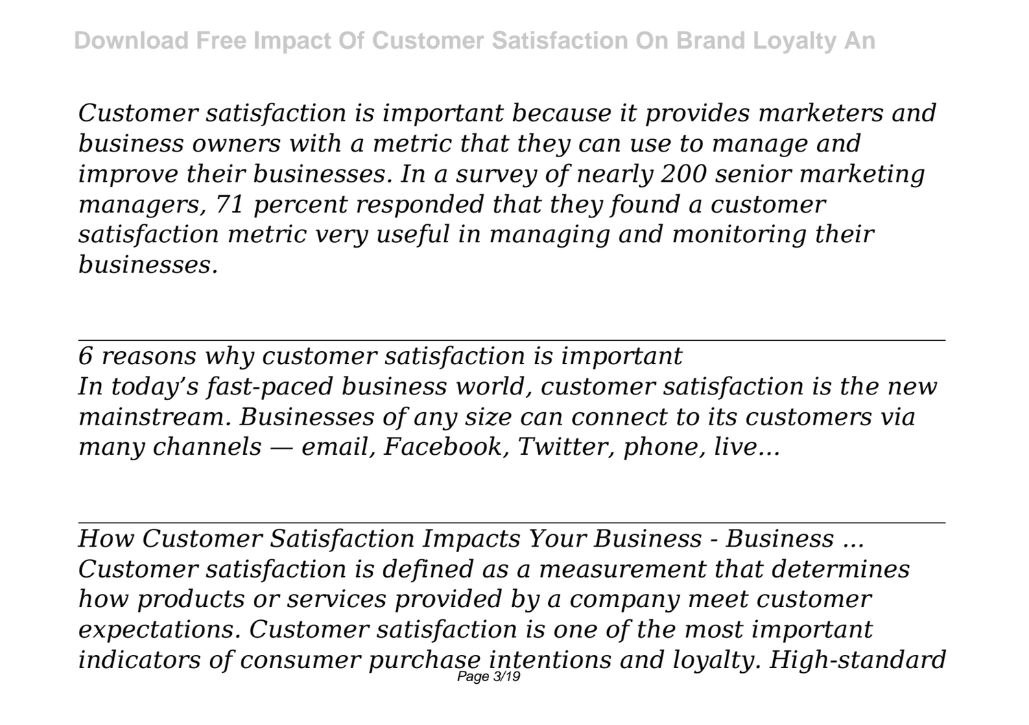*Customer satisfaction is important because it provides marketers and business owners with a metric that they can use to manage and improve their businesses. In a survey of nearly 200 senior marketing managers, 71 percent responded that they found a customer satisfaction metric very useful in managing and monitoring their businesses.*

---

*6 reasons why customer satisfaction is important*
*In today's fast-paced business world, customer satisfaction is the new mainstream. Businesses of any size can connect to its customers via many channels — email, Facebook, Twitter, phone, live...*

---

*How Customer Satisfaction Impacts Your Business - Business ...*
*Customer satisfaction is defined as a measurement that determines how products or services provided by a company meet customer expectations. Customer satisfaction is one of the most important indicators of consumer purchase intentions and loyalty. High-standard*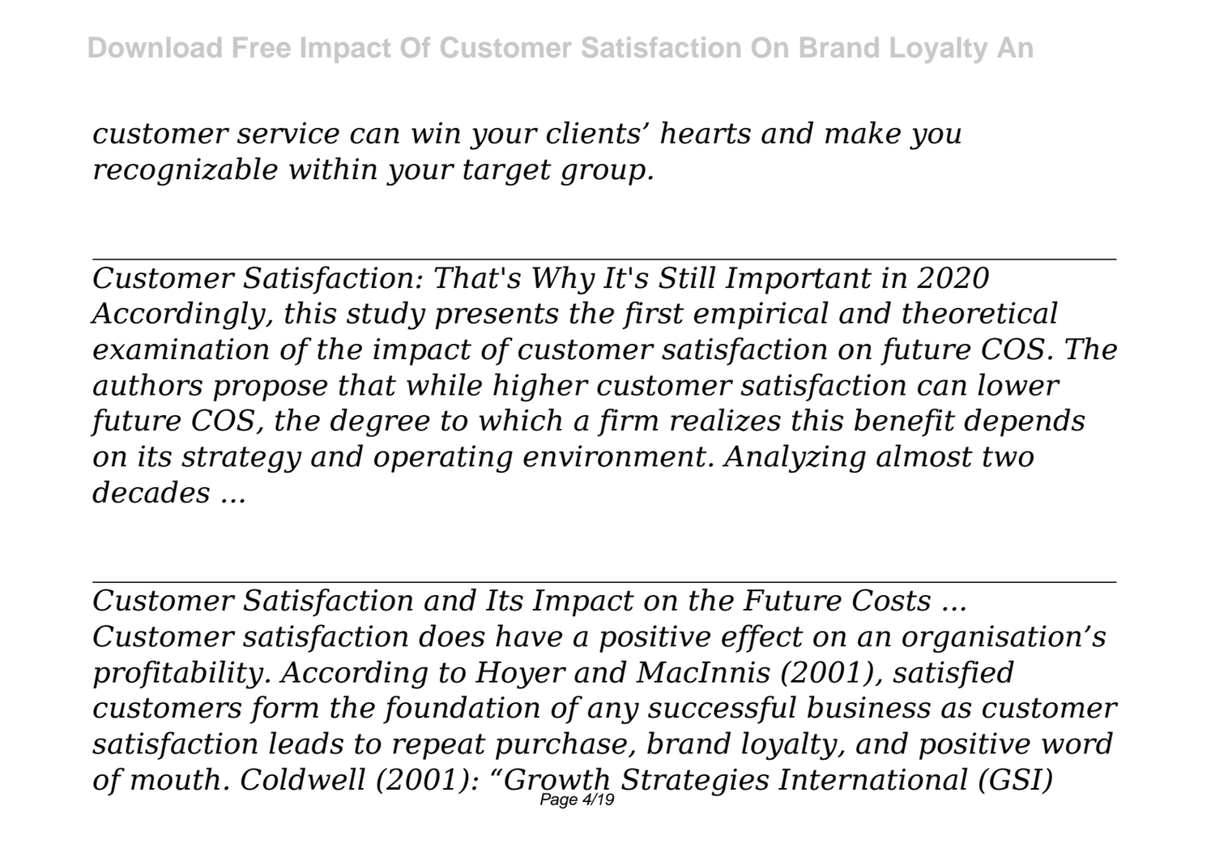*customer service can win your clients' hearts and make you recognizable within your target group.*

---

*Customer Satisfaction: That's Why It's Still Important in 2020*
*Accordingly, this study presents the first empirical and theoretical examination of the impact of customer satisfaction on future COS. The authors propose that while higher customer satisfaction can lower future COS, the degree to which a firm realizes this benefit depends on its strategy and operating environment. Analyzing almost two decades ...*

---

*Customer Satisfaction and Its Impact on the Future Costs ...*
*Customer satisfaction does have a positive effect on an organisation's profitability. According to Hoyer and MacInnis (2001), satisfied customers form the foundation of any successful business as customer satisfaction leads to repeat purchase, brand loyalty, and positive word of mouth. Coldwell (2001): "Growth Strategies International (GSI)*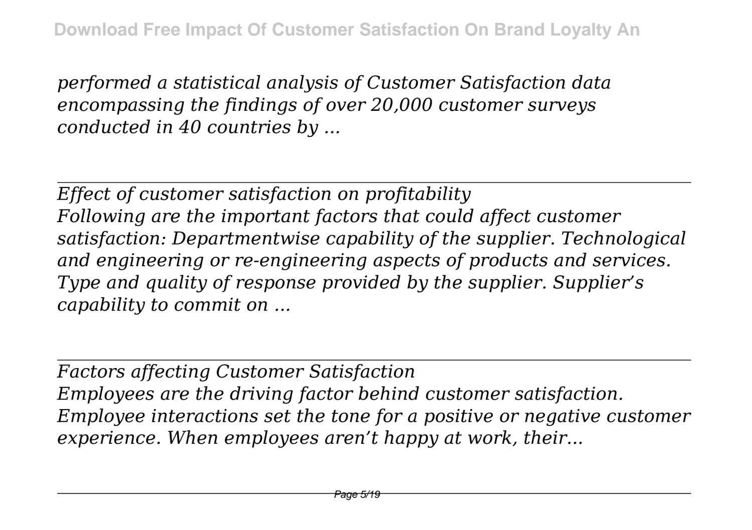*performed a statistical analysis of Customer Satisfaction data encompassing the findings of over 20,000 customer surveys conducted in 40 countries by ...*

---

*Effect of customer satisfaction on profitability*

*Following are the important factors that could affect customer satisfaction: Departmentwise capability of the supplier. Technological and engineering or re-engineering aspects of products and services. Type and quality of response provided by the supplier. Supplier's capability to commit on ...*

---

*Factors affecting Customer Satisfaction*

*Employees are the driving factor behind customer satisfaction. Employee interactions set the tone for a positive or negative customer experience. When employees aren't happy at work, their...*

---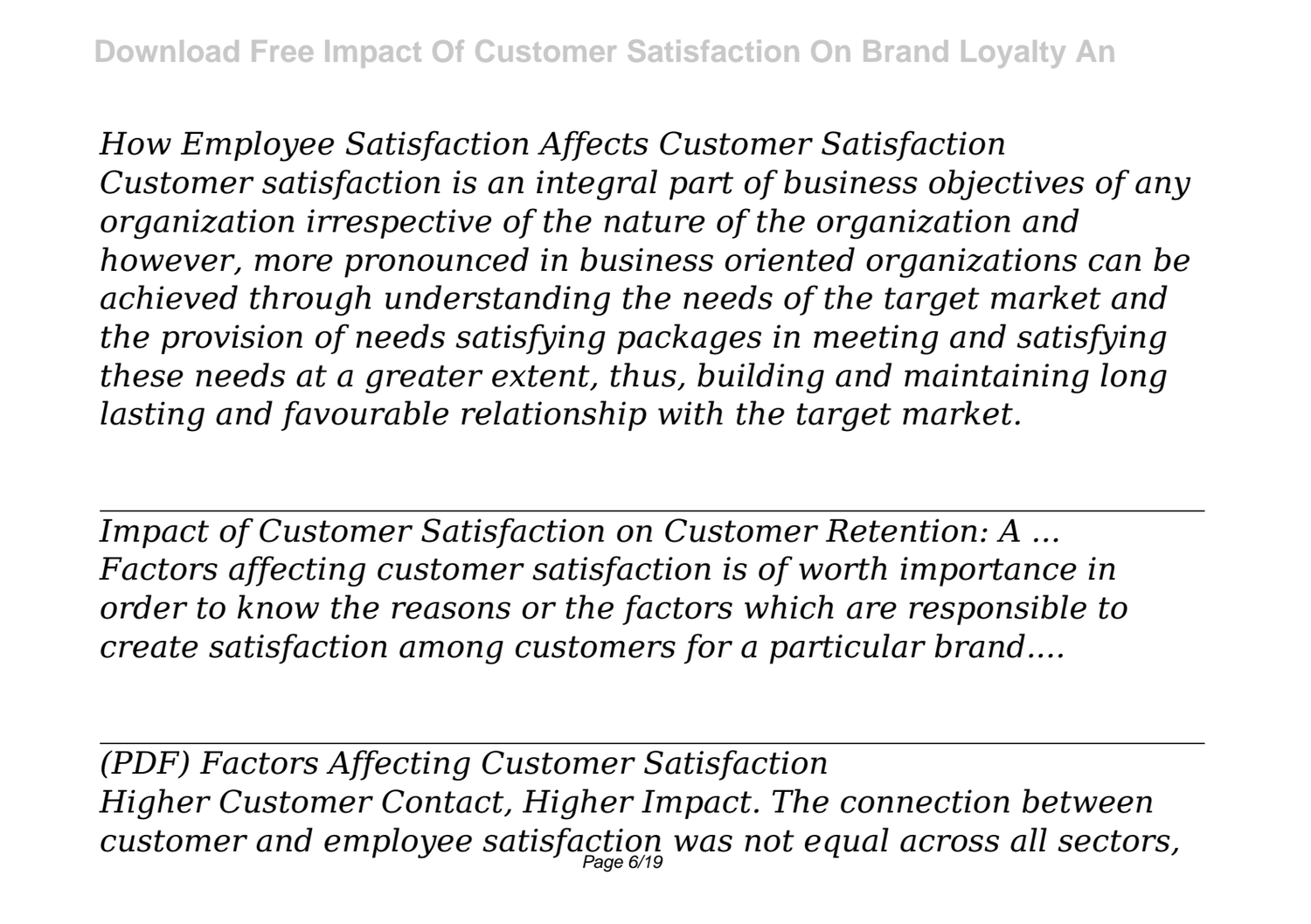*How Employee Satisfaction Affects Customer Satisfaction*
*Customer satisfaction is an integral part of business objectives of any organization irrespective of the nature of the organization and however, more pronounced in business oriented organizations can be achieved through understanding the needs of the target market and the provision of needs satisfying packages in meeting and satisfying these needs at a greater extent, thus, building and maintaining long lasting and favourable relationship with the target market.*

---

*Impact of Customer Satisfaction on Customer Retention: A ...*
*Factors affecting customer satisfaction is of worth importance in order to know the reasons or the factors which are responsible to create satisfaction among customers for a particular brand....*

---

*(PDF) Factors Affecting Customer Satisfaction*
*Higher Customer Contact, Higher Impact. The connection between customer and employee satisfaction was not equal across all sectors,*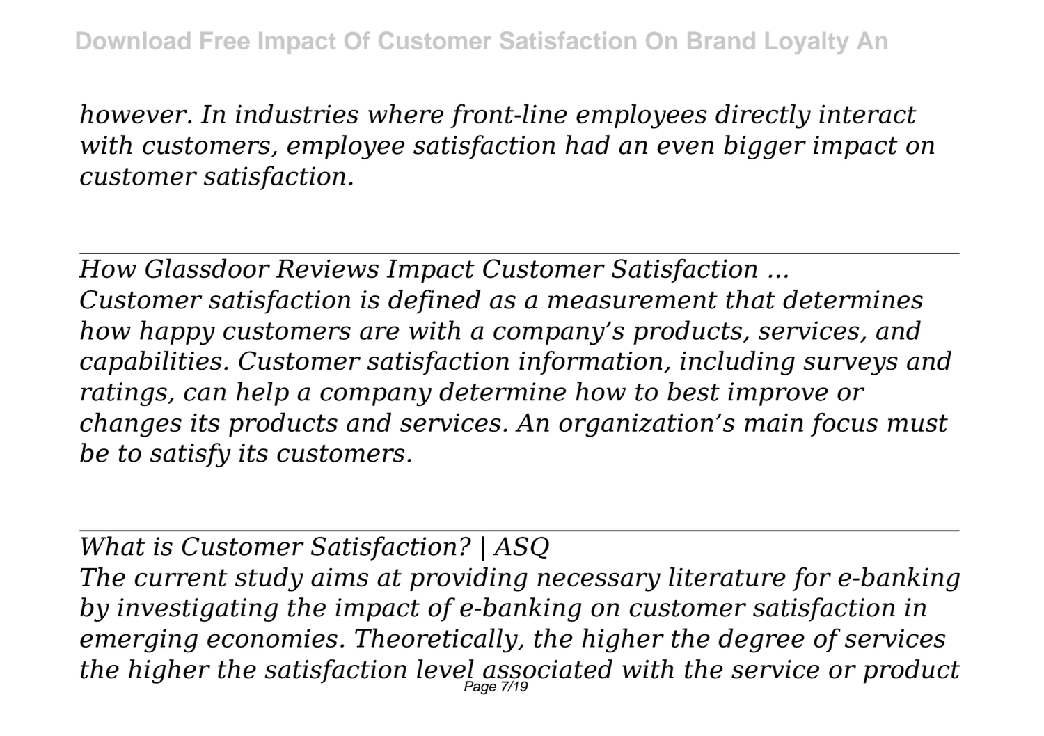*however. In industries where front-line employees directly interact with customers, employee satisfaction had an even bigger impact on customer satisfaction.*

---

*How Glassdoor Reviews Impact Customer Satisfaction ...*
*Customer satisfaction is defined as a measurement that determines how happy customers are with a company's products, services, and capabilities. Customer satisfaction information, including surveys and ratings, can help a company determine how to best improve or changes its products and services. An organization's main focus must be to satisfy its customers.*

---

*What is Customer Satisfaction? | ASQ*
*The current study aims at providing necessary literature for e-banking by investigating the impact of e-banking on customer satisfaction in emerging economies. Theoretically, the higher the degree of services the higher the satisfaction level associated with the service or product*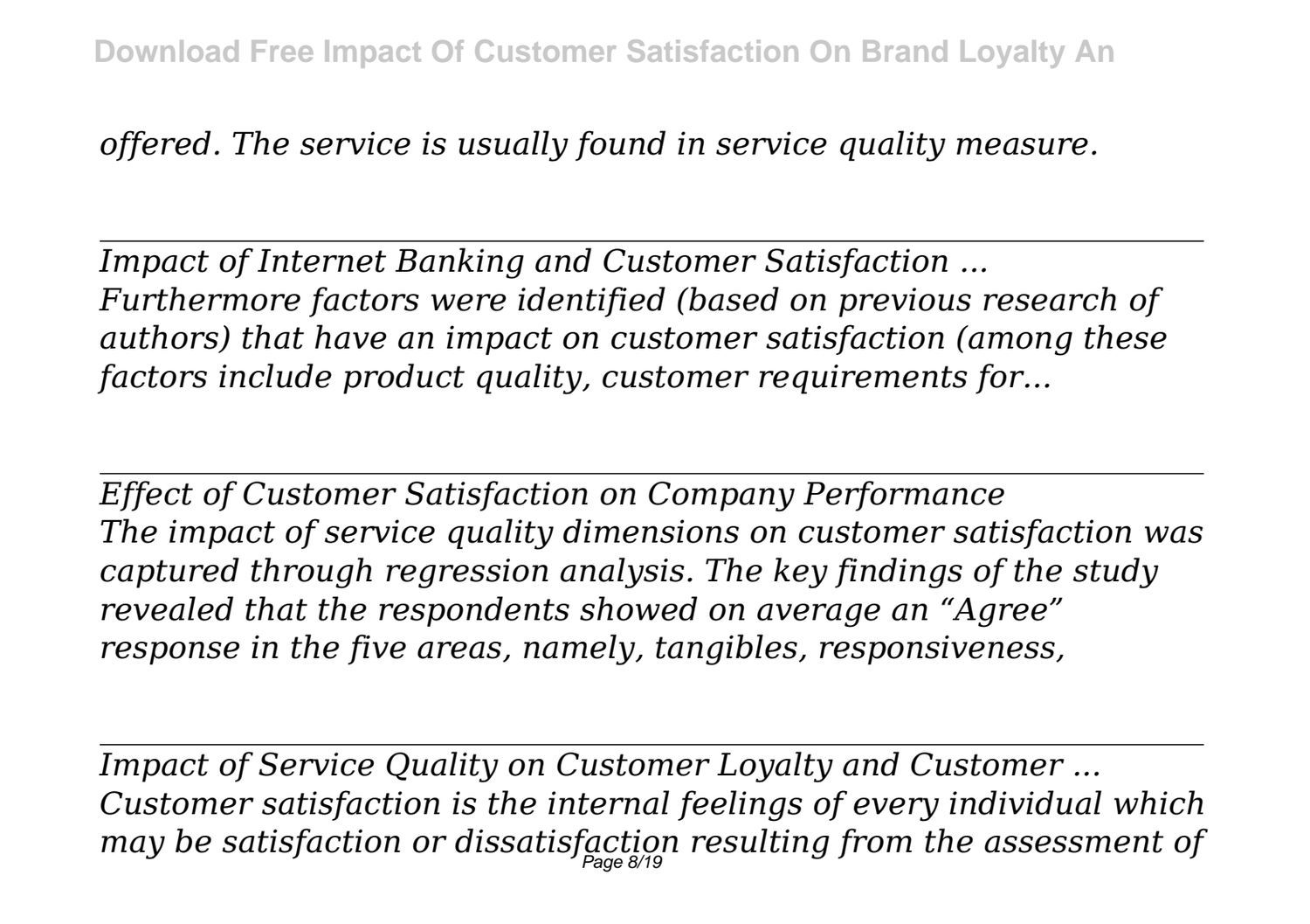*offered. The service is usually found in service quality measure.*

---

*Impact of Internet Banking and Customer Satisfaction ...*
*Furthermore factors were identified (based on previous research of authors) that have an impact on customer satisfaction (among these factors include product quality, customer requirements for...*

---

*Effect of Customer Satisfaction on Company Performance*
*The impact of service quality dimensions on customer satisfaction was captured through regression analysis. The key findings of the study revealed that the respondents showed on average an "Agree" response in the five areas, namely, tangibles, responsiveness,*

---

*Impact of Service Quality on Customer Loyalty and Customer ...*
*Customer satisfaction is the internal feelings of every individual which may be satisfaction or dissatisfaction resulting from the assessment of*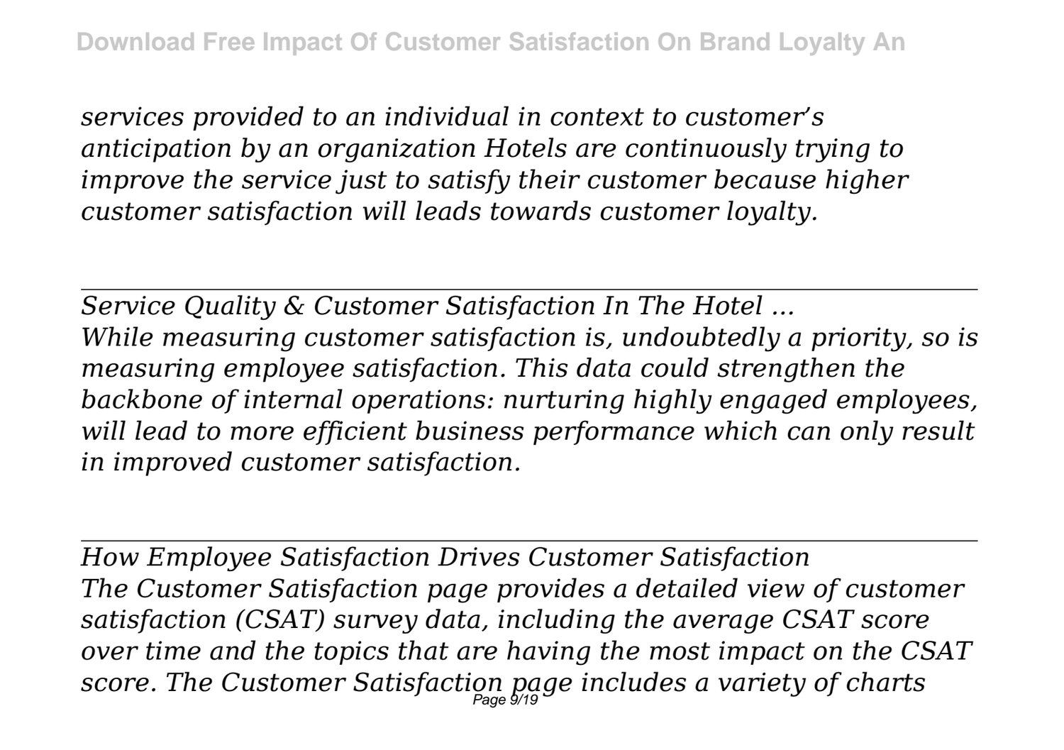*services provided to an individual in context to customer's anticipation by an organization Hotels are continuously trying to improve the service just to satisfy their customer because higher customer satisfaction will leads towards customer loyalty.*

---

*Service Quality & Customer Satisfaction In The Hotel ...*

*While measuring customer satisfaction is, undoubtedly a priority, so is measuring employee satisfaction. This data could strengthen the backbone of internal operations: nurturing highly engaged employees, will lead to more efficient business performance which can only result in improved customer satisfaction.*

---

*How Employee Satisfaction Drives Customer Satisfaction*

*The Customer Satisfaction page provides a detailed view of customer satisfaction (CSAT) survey data, including the average CSAT score over time and the topics that are having the most impact on the CSAT score. The Customer Satisfaction page includes a variety of charts*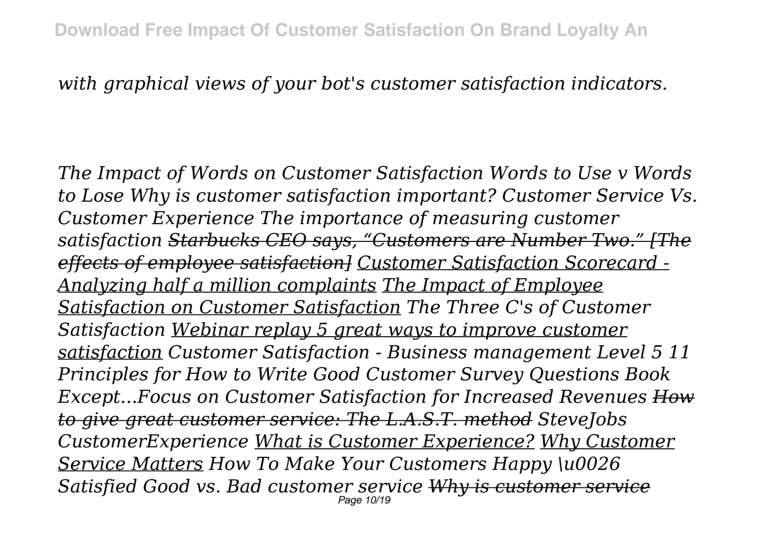*with graphical views of your bot's customer satisfaction indicators.*

*The Impact of Words on Customer Satisfaction Words to Use v Words to Lose Why is customer satisfaction important? Customer Service Vs. Customer Experience The importance of measuring customer satisfaction ~~Starbucks CEO says, "Customers are Number Two." [The effects of employee satisfaction]~~ <u>Customer Satisfaction Scorecard - Analyzing half a million complaints</u> <u>The Impact of Employee Satisfaction on Customer Satisfaction</u> The Three C's of Customer Satisfaction <u>Webinar replay 5 great ways to improve customer satisfaction</u> Customer Satisfaction - Business management Level 5 11 Principles for How to Write Good Customer Survey Questions Book Except...Focus on Customer Satisfaction for Increased Revenues ~~How to give great customer service: The L.A.S.T. method~~ SteveJobs CustomerExperience <u>What is Customer Experience?</u> <u>Why Customer Service Matters</u> How To Make Your Customers Happy \u0026 Satisfied Good vs. Bad customer service ~~Why is customer service~~*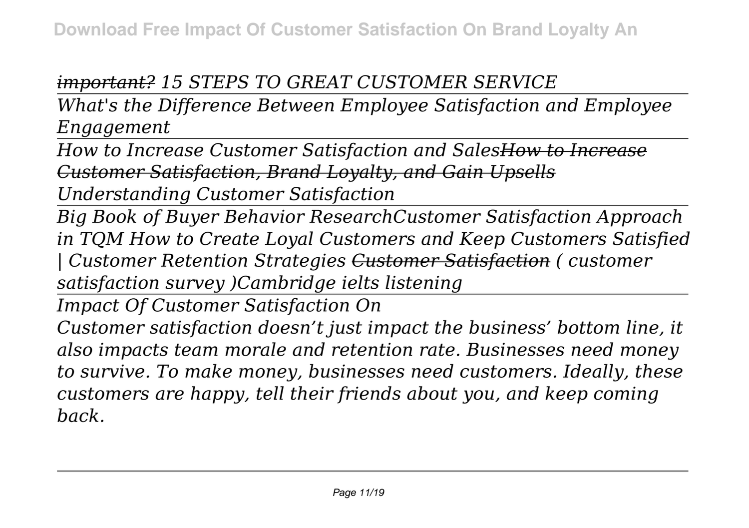*~~important?~~ 15 STEPS TO GREAT CUSTOMER SERVICE*

---

*What's the Difference Between Employee Satisfaction and Employee Engagement*

---

*How to Increase Customer Satisfaction and Sales~~How to Increase Customer Satisfaction, Brand Loyalty, and Gain Upsells~~*

*Understanding Customer Satisfaction*

---

*Big Book of Buyer Behavior ResearchCustomer Satisfaction Approach in TQM How to Create Loyal Customers and Keep Customers Satisfied | Customer Retention Strategies ~~Customer Satisfaction~~ ( customer satisfaction survey )Cambridge ielts listening*

---

*Impact Of Customer Satisfaction On*

*Customer satisfaction doesn't just impact the business' bottom line, it also impacts team morale and retention rate. Businesses need money to survive. To make money, businesses need customers. Ideally, these customers are happy, tell their friends about you, and keep coming back.*

---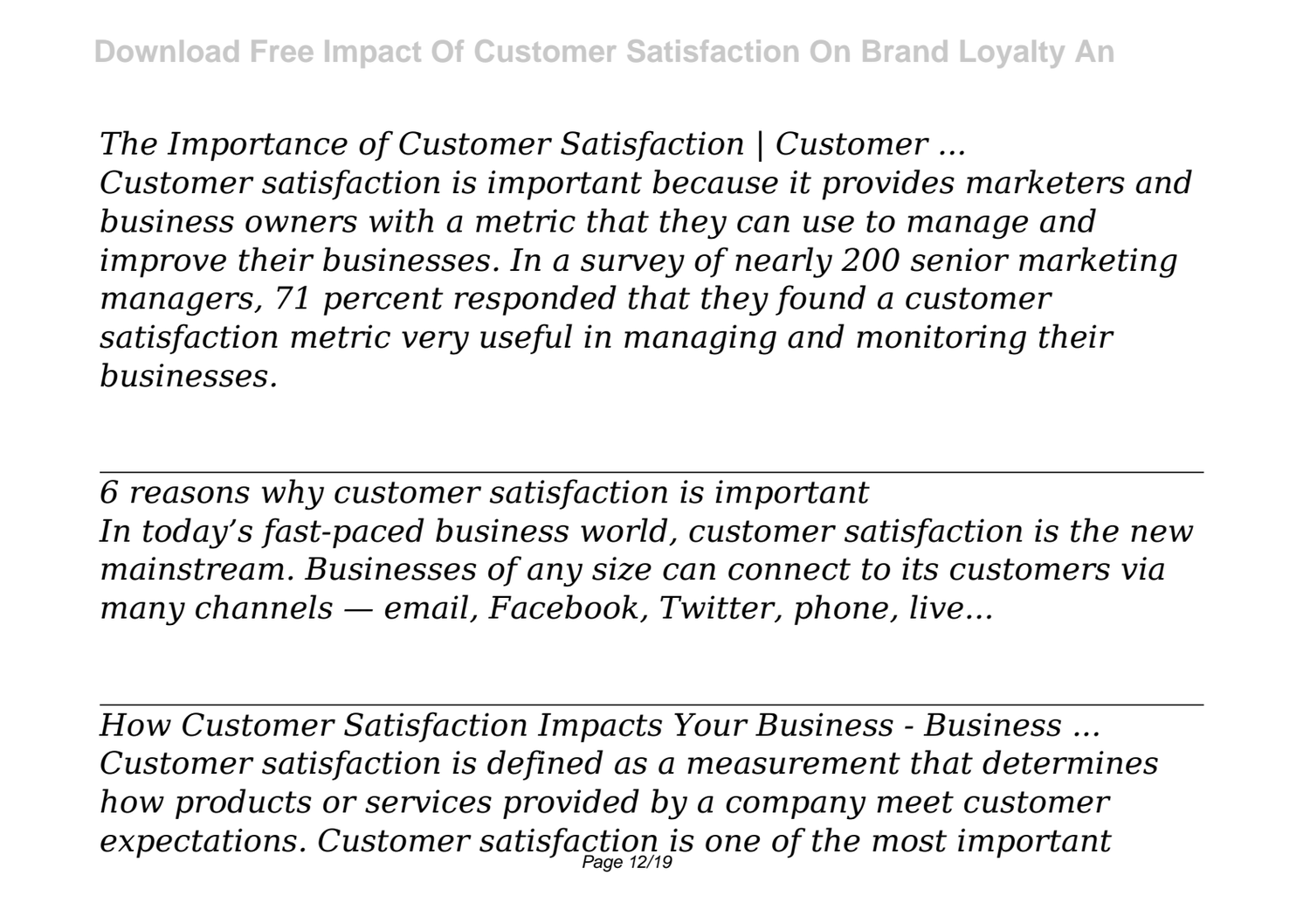*The Importance of Customer Satisfaction | Customer ...*
*Customer satisfaction is important because it provides marketers and business owners with a metric that they can use to manage and improve their businesses. In a survey of nearly 200 senior marketing managers, 71 percent responded that they found a customer satisfaction metric very useful in managing and monitoring their businesses.*

---

*6 reasons why customer satisfaction is important*
*In today's fast-paced business world, customer satisfaction is the new mainstream. Businesses of any size can connect to its customers via many channels — email, Facebook, Twitter, phone, live...*

---

*How Customer Satisfaction Impacts Your Business - Business ...*
*Customer satisfaction is defined as a measurement that determines how products or services provided by a company meet customer expectations. Customer satisfaction is one of the most important*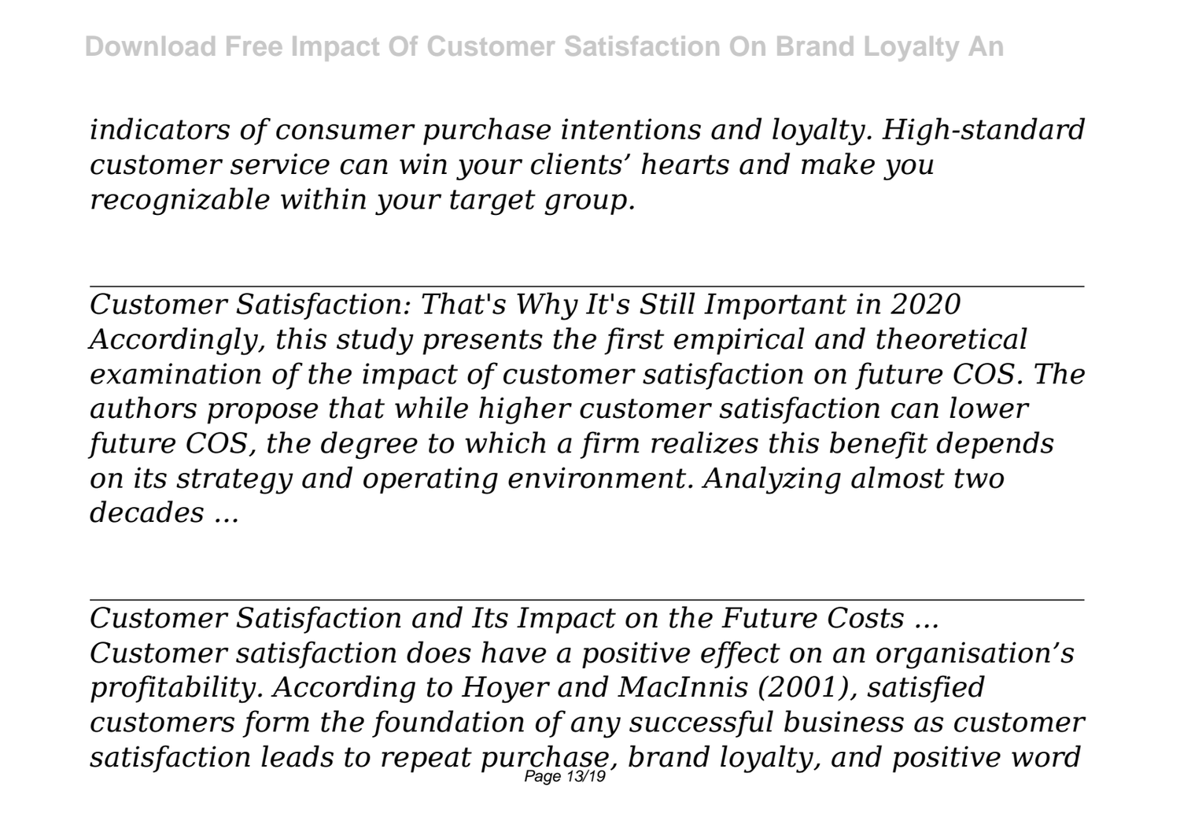*indicators of consumer purchase intentions and loyalty. High-standard customer service can win your clients' hearts and make you recognizable within your target group.*

---

*Customer Satisfaction: That's Why It's Still Important in 2020*
*Accordingly, this study presents the first empirical and theoretical examination of the impact of customer satisfaction on future COS. The authors propose that while higher customer satisfaction can lower future COS, the degree to which a firm realizes this benefit depends on its strategy and operating environment. Analyzing almost two decades ...*

---

*Customer Satisfaction and Its Impact on the Future Costs ...*
*Customer satisfaction does have a positive effect on an organisation's profitability. According to Hoyer and MacInnis (2001), satisfied customers form the foundation of any successful business as customer satisfaction leads to repeat purchase, brand loyalty, and positive word*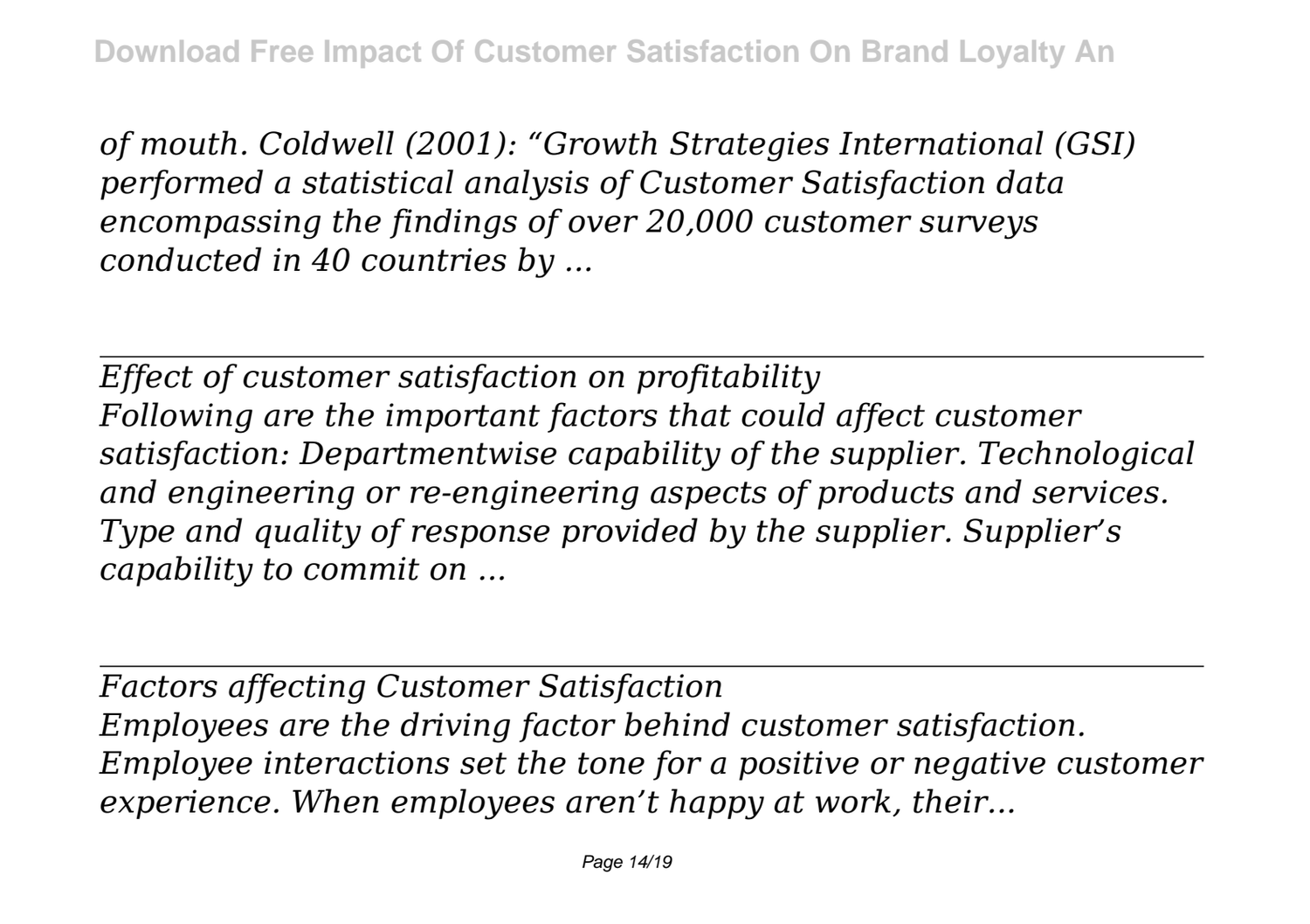*of mouth. Coldwell (2001): “Growth Strategies International (GSI) performed a statistical analysis of Customer Satisfaction data encompassing the findings of over 20,000 customer surveys conducted in 40 countries by ...*

---

*Effect of customer satisfaction on profitability*
*Following are the important factors that could affect customer satisfaction: Departmentwise capability of the supplier. Technological and engineering or re-engineering aspects of products and services. Type and quality of response provided by the supplier. Supplier’s capability to commit on ...*

---

*Factors affecting Customer Satisfaction*
*Employees are the driving factor behind customer satisfaction. Employee interactions set the tone for a positive or negative customer experience. When employees aren’t happy at work, their...*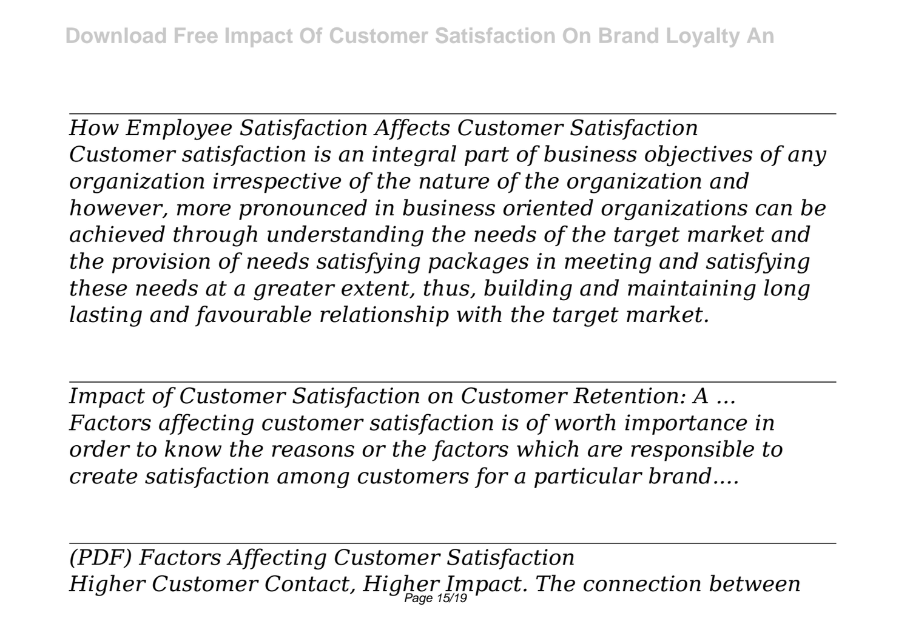---

*How Employee Satisfaction Affects Customer Satisfaction*
*Customer satisfaction is an integral part of business objectives of any organization irrespective of the nature of the organization and however, more pronounced in business oriented organizations can be achieved through understanding the needs of the target market and the provision of needs satisfying packages in meeting and satisfying these needs at a greater extent, thus, building and maintaining long lasting and favourable relationship with the target market.*

---

*Impact of Customer Satisfaction on Customer Retention: A ...*
*Factors affecting customer satisfaction is of worth importance in order to know the reasons or the factors which are responsible to create satisfaction among customers for a particular brand....*

---

*(PDF) Factors Affecting Customer Satisfaction*
*Higher Customer Contact, Higher Impact. The connection between*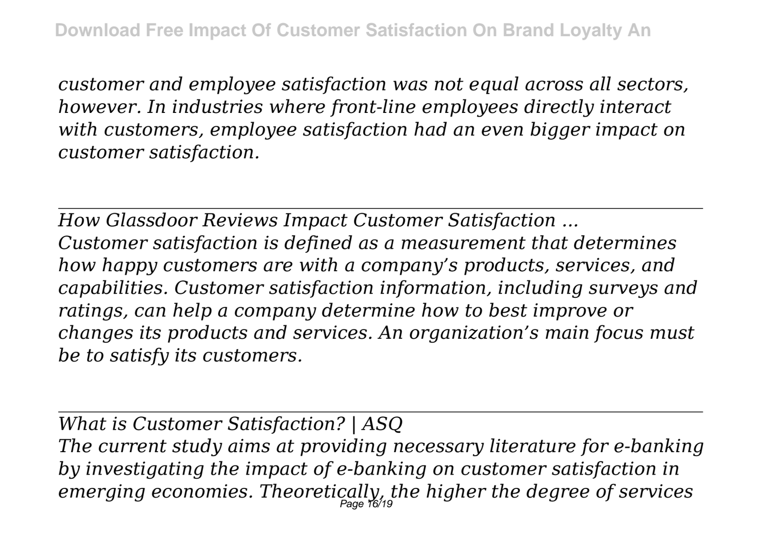*customer and employee satisfaction was not equal across all sectors, however. In industries where front-line employees directly interact with customers, employee satisfaction had an even bigger impact on customer satisfaction.*

---

*How Glassdoor Reviews Impact Customer Satisfaction ...*

*Customer satisfaction is defined as a measurement that determines how happy customers are with a company's products, services, and capabilities. Customer satisfaction information, including surveys and ratings, can help a company determine how to best improve or changes its products and services. An organization's main focus must be to satisfy its customers.*

---

*What is Customer Satisfaction? | ASQ*

*The current study aims at providing necessary literature for e-banking by investigating the impact of e-banking on customer satisfaction in emerging economies. Theoretically, the higher the degree of services*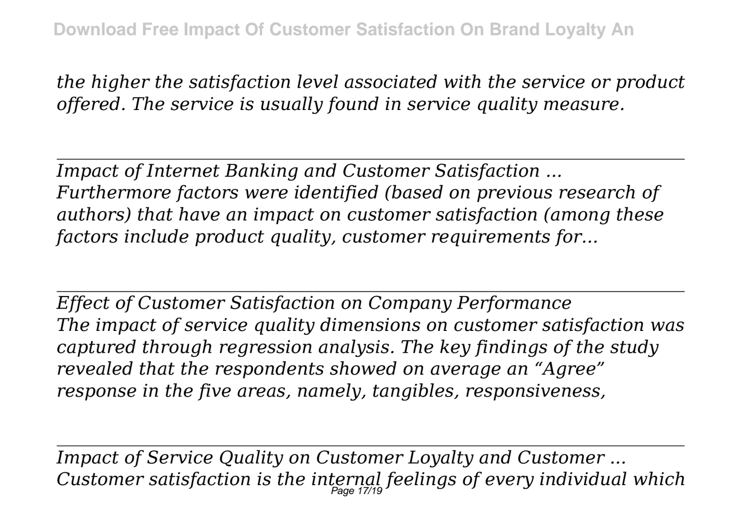*the higher the satisfaction level associated with the service or product offered. The service is usually found in service quality measure.*

---

*Impact of Internet Banking and Customer Satisfaction ...*
*Furthermore factors were identified (based on previous research of authors) that have an impact on customer satisfaction (among these factors include product quality, customer requirements for...*

---

*Effect of Customer Satisfaction on Company Performance*
*The impact of service quality dimensions on customer satisfaction was captured through regression analysis. The key findings of the study revealed that the respondents showed on average an "Agree" response in the five areas, namely, tangibles, responsiveness,*

---

*Impact of Service Quality on Customer Loyalty and Customer ...*
*Customer satisfaction is the internal feelings of every individual which*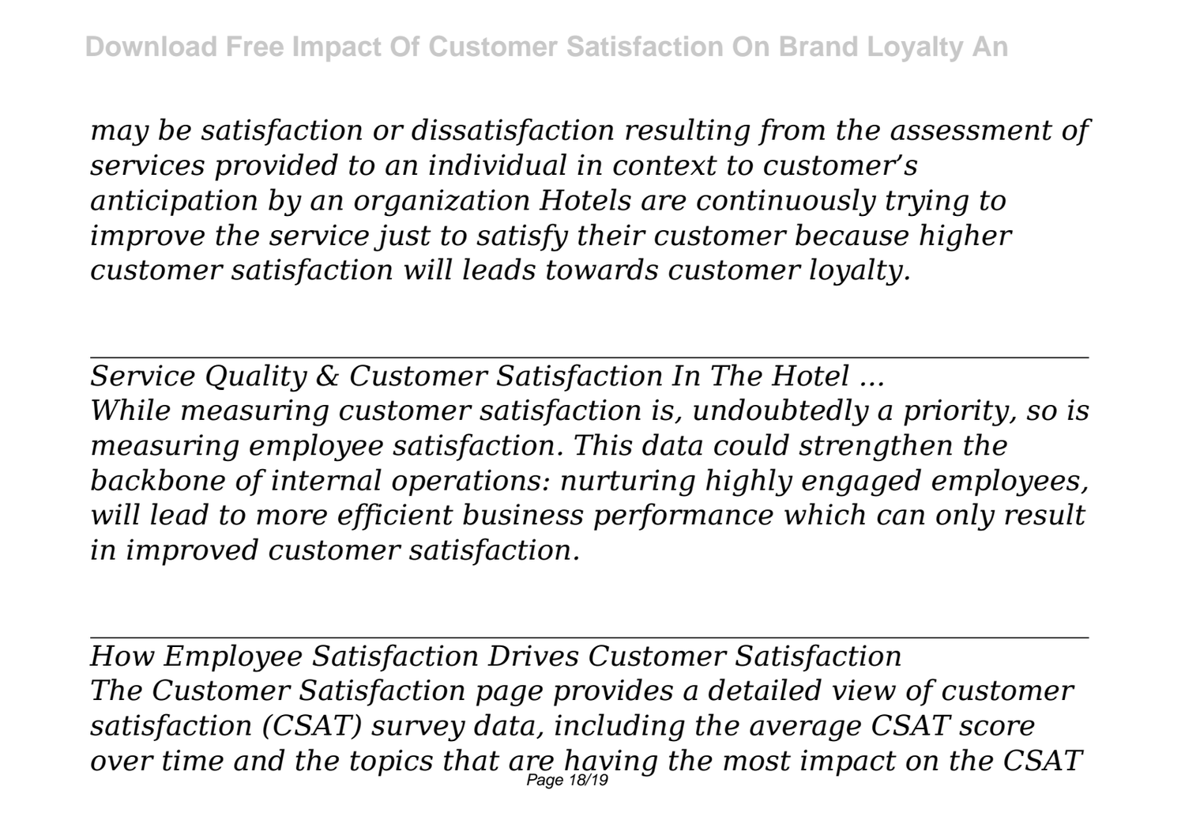*may be satisfaction or dissatisfaction resulting from the assessment of services provided to an individual in context to customer's anticipation by an organization Hotels are continuously trying to improve the service just to satisfy their customer because higher customer satisfaction will leads towards customer loyalty.*

---

*Service Quality & Customer Satisfaction In The Hotel ...*
*While measuring customer satisfaction is, undoubtedly a priority, so is measuring employee satisfaction. This data could strengthen the backbone of internal operations: nurturing highly engaged employees, will lead to more efficient business performance which can only result in improved customer satisfaction.*

---

*How Employee Satisfaction Drives Customer Satisfaction*
*The Customer Satisfaction page provides a detailed view of customer satisfaction (CSAT) survey data, including the average CSAT score over time and the topics that are having the most impact on the CSAT*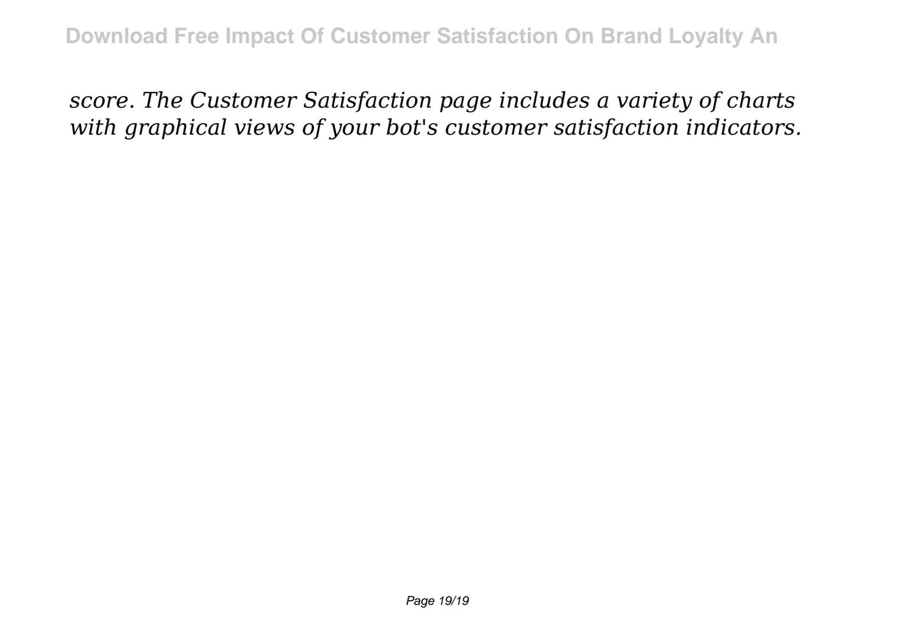*score. The Customer Satisfaction page includes a variety of charts with graphical views of your bot's customer satisfaction indicators.*